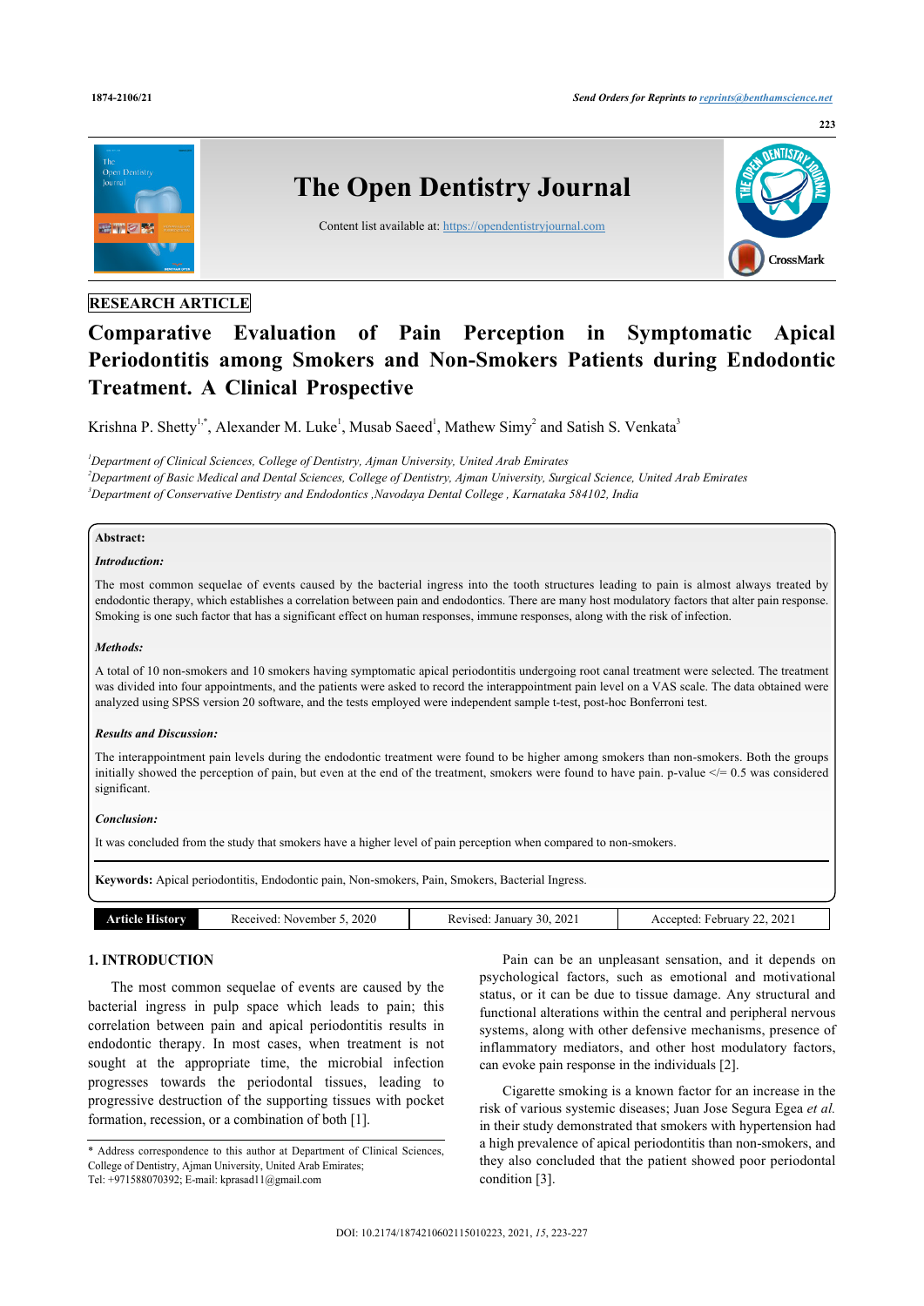RESEARCH ARTICLE

# Comparative Evaluation of Pain Perception in Symptomatic Apical Periodontitis among Smokers and Non-Smokers Patients during Endodontic Treatment. A Clinical Prospective

Krishna P. Shetty[1,*], Alexander M. Luke[1], Musab Saeed[1], Mathew Simy[2] and Satish S. Venkata[3]

[1]*Department of Clinical Sciences, College of Dentistry, Ajman University, United Arab Emirates*
[2]*Department of Basic Medical and Dental Sciences, College of Dentistry, Ajman University, Surgical Science, United Arab Emirates*
[3]*Department of Conservative Dentistry and Endodontics ,Navodaya Dental College , Karnataka 584102, India*

**Abstract:**

***Introduction:***

The most common sequelae of events caused by the bacterial ingress into the tooth structures leading to pain is almost always treated by endodontic therapy, which establishes a correlation between pain and endodontics. There are many host modulatory factors that alter pain response. Smoking is one such factor that has a significant effect on human responses, immune responses, along with the risk of infection.

***Methods:***

A total of 10 non-smokers and 10 smokers having symptomatic apical periodontitis undergoing root canal treatment were selected. The treatment was divided into four appointments, and the patients were asked to record the interappointment pain level on a VAS scale. The data obtained were analyzed using SPSS version 20 software, and the tests employed were independent sample t-test, post-hoc Bonferroni test.

***Results and Discussion:***

The interappointment pain levels during the endodontic treatment were found to be higher among smokers than non-smokers. Both the groups initially showed the perception of pain, but even at the end of the treatment, smokers were found to have pain. p-value </= 0.5 was considered significant.

***Conclusion:***

It was concluded from the study that smokers have a higher level of pain perception when compared to non-smokers.

**Keywords:** Apical periodontitis, Endodontic pain, Non-smokers, Pain, Smokers, Bacterial Ingress.

| Article History | Received: November 5, 2020 | Revised: January 30, 2021 | Accepted: February 22, 2021 |
|---|---|---|---|

## 1. INTRODUCTION

The most common sequelae of events are caused by the bacterial ingress in pulp space which leads to pain; this correlation between pain and apical periodontitis results in endodontic therapy. In most cases, when treatment is not sought at the appropriate time, the microbial infection progresses towards the periodontal tissues, leading to progressive destruction of the supporting tissues with pocket formation, recession, or a combination of both [1].

Pain can be an unpleasant sensation, and it depends on psychological factors, such as emotional and motivational status, or it can be due to tissue damage. Any structural and functional alterations within the central and peripheral nervous systems, along with other defensive mechanisms, presence of inflammatory mediators, and other host modulatory factors, can evoke pain response in the individuals [2].

Cigarette smoking is a known factor for an increase in the risk of various systemic diseases; Juan Jose Segura Egea *et al.* in their study demonstrated that smokers with hypertension had a high prevalence of apical periodontitis than non-smokers, and they also concluded that the patient showed poor periodontal condition [3].

\* Address correspondence to this author at Department of Clinical Sciences, College of Dentistry, Ajman University, United Arab Emirates; Tel: +971588070392; E-mail: kprasad11@gmail.com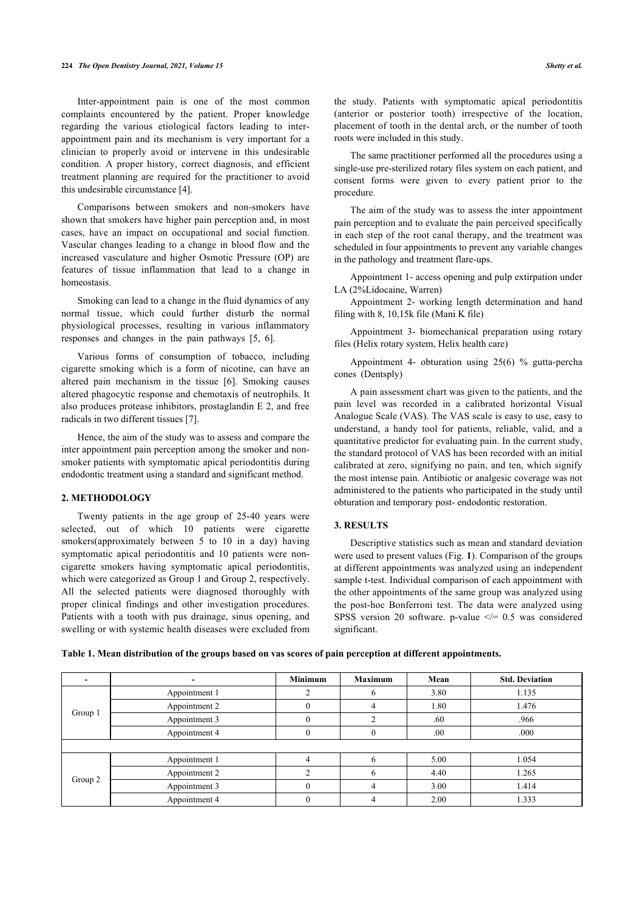Inter-appointment pain is one of the most common complaints encountered by the patient. Proper knowledge regarding the various etiological factors leading to inter-appointment pain and its mechanism is very important for a clinician to properly avoid or intervene in this undesirable condition. A proper history, correct diagnosis, and efficient treatment planning are required for the practitioner to avoid this undesirable circumstance [4].

Comparisons between smokers and non-smokers have shown that smokers have higher pain perception and, in most cases, have an impact on occupational and social function. Vascular changes leading to a change in blood flow and the increased vasculature and higher Osmotic Pressure (OP) are features of tissue inflammation that lead to a change in homeostasis.

Smoking can lead to a change in the fluid dynamics of any normal tissue, which could further disturb the normal physiological processes, resulting in various inflammatory responses and changes in the pain pathways [5, 6].

Various forms of consumption of tobacco, including cigarette smoking which is a form of nicotine, can have an altered pain mechanism in the tissue [6]. Smoking causes altered phagocytic response and chemotaxis of neutrophils. It also produces protease inhibitors, prostaglandin E 2, and free radicals in two different tissues [7].

Hence, the aim of the study was to assess and compare the inter appointment pain perception among the smoker and non-smoker patients with symptomatic apical periodontitis during endodontic treatment using a standard and significant method.

## 2. METHODOLOGY

Twenty patients in the age group of 25-40 years were selected, out of which 10 patients were cigarette smokers(approximately between 5 to 10 in a day) having symptomatic apical periodontitis and 10 patients were non-cigarette smokers having symptomatic apical periodontitis, which were categorized as Group 1 and Group 2, respectively. All the selected patients were diagnosed thoroughly with proper clinical findings and other investigation procedures. Patients with a tooth with pus drainage, sinus opening, and swelling or with systemic health diseases were excluded from the study. Patients with symptomatic apical periodontitis (anterior or posterior tooth) irrespective of the location, placement of tooth in the dental arch, or the number of tooth roots were included in this study.

The same practitioner performed all the procedures using a single-use pre-sterilized rotary files system on each patient, and consent forms were given to every patient prior to the procedure.

The aim of the study was to assess the inter appointment pain perception and to evaluate the pain perceived specifically in each step of the root canal therapy, and the treatment was scheduled in four appointments to prevent any variable changes in the pathology and treatment flare-ups.

Appointment 1- access opening and pulp extirpation under LA (2%Lidocaine, Warren)

Appointment 2- working length determination and hand filing with 8, 10,15k file (Mani K file)

Appointment 3- biomechanical preparation using rotary files (Helix rotary system, Helix health care)

Appointment 4- obturation using 25(6) % gutta-percha cones (Dentsply)

A pain assessment chart was given to the patients, and the pain level was recorded in a calibrated horizontal Visual Analogue Scale (VAS). The VAS scale is easy to use, easy to understand, a handy tool for patients, reliable, valid, and a quantitative predictor for evaluating pain. In the current study, the standard protocol of VAS has been recorded with an initial calibrated at zero, signifying no pain, and ten, which signify the most intense pain. Antibiotic or analgesic coverage was not administered to the patients who participated in the study until obturation and temporary post- endodontic restoration.

## 3. RESULTS

Descriptive statistics such as mean and standard deviation were used to present values (Fig. **1**). Comparison of the groups at different appointments was analyzed using an independent sample t-test. Individual comparison of each appointment with the other appointments of the same group was analyzed using the post-hoc Bonferroni test. The data were analyzed using SPSS version 20 software. p-value </= 0.5 was considered significant.

**Table 1. Mean distribution of the groups based on vas scores of pain perception at different appointments.**

| - | - | Minimum | Maximum | Mean | Std. Deviation |
|---|---|---|---|---|---|
| Group 1 | Appointment 1 | 2 | 6 | 3.80 | 1.135 |
| | Appointment 2 | 0 | 4 | 1.80 | 1.476 |
| | Appointment 3 | 0 | 2 | .60 | .966 |
| | Appointment 4 | 0 | 0 | .00 | .000 |
| Group 2 | Appointment 1 | 4 | 6 | 5.00 | 1.054 |
| | Appointment 2 | 2 | 6 | 4.40 | 1.265 |
| | Appointment 3 | 0 | 4 | 3.00 | 1.414 |
| | Appointment 4 | 0 | 4 | 2.00 | 1.333 |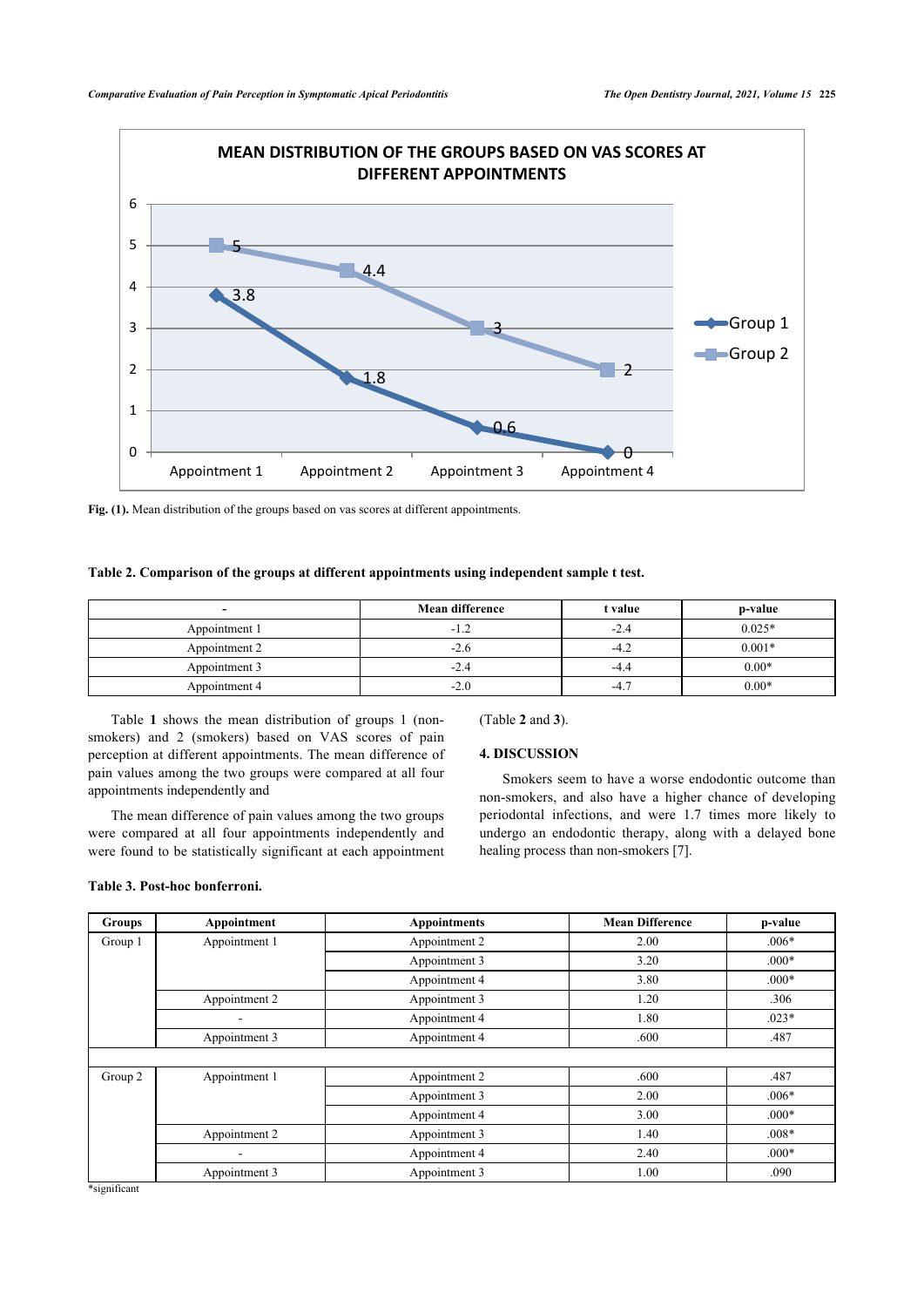**Fig. (1).** Mean distribution of the groups based on vas scores at different appointments.

**Table 2. Comparison of the groups at different appointments using independent sample t test.**

| - | Mean difference | t value | p-value |
|---|---|---|---|
| Appointment 1 | -1.2 | -2.4 | 0.025* |
| Appointment 2 | -2.6 | -4.2 | 0.001* |
| Appointment 3 | -2.4 | -4.4 | 0.00* |
| Appointment 4 | -2.0 | -4.7 | 0.00* |

Table **1** shows the mean distribution of groups 1 (non-smokers) and 2 (smokers) based on VAS scores of pain perception at different appointments. The mean difference of pain values among the two groups were compared at all four appointments independently and

The mean difference of pain values among the two groups were compared at all four appointments independently and were found to be statistically significant at each appointment (Table **2** and **3**).

**Table 3. Post-hoc bonferroni.**

| Groups | Appointment | Appointments | Mean Difference | p-value |
|---|---|---|---|---|
| Group 1 | Appointment 1 | Appointment 2 | 2.00 | .006* |
| | | Appointment 3 | 3.20 | .000* |
| | | Appointment 4 | 3.80 | .000* |
| | Appointment 2 | Appointment 3 | 1.20 | .306 |
| | - | Appointment 4 | 1.80 | .023* |
| | Appointment 3 | Appointment 4 | .600 | .487 |
| | | | | |
| Group 2 | Appointment 1 | Appointment 2 | .600 | .487 |
| | | Appointment 3 | 2.00 | .006* |
| | | Appointment 4 | 3.00 | .000* |
| | Appointment 2 | Appointment 3 | 1.40 | .008* |
| | - | Appointment 4 | 2.40 | .000* |
| | Appointment 3 | Appointment 3 | 1.00 | .090 |

*significant

## 4. DISCUSSION

Smokers seem to have a worse endodontic outcome than non-smokers, and also have a higher chance of developing periodontal infections, and were 1.7 times more likely to undergo an endodontic therapy, along with a delayed bone healing process than non-smokers [7].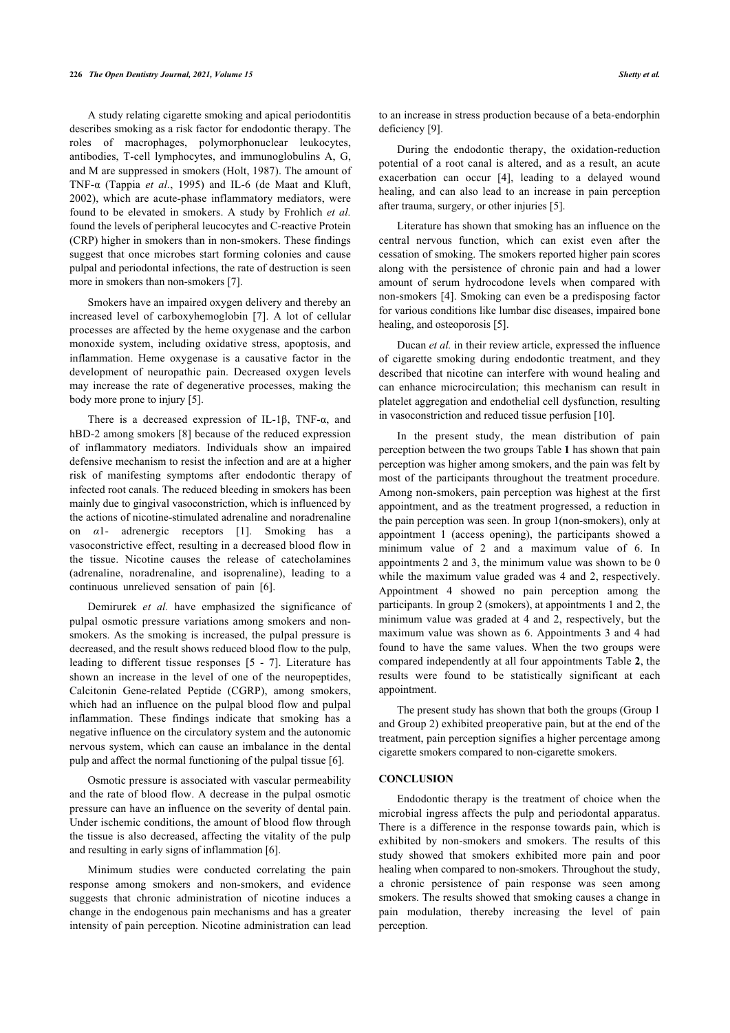A study relating cigarette smoking and apical periodontitis describes smoking as a risk factor for endodontic therapy. The roles of macrophages, polymorphonuclear leukocytes, antibodies, T-cell lymphocytes, and immunoglobulins A, G, and M are suppressed in smokers (Holt, 1987). The amount of TNF-α (Tappia *et al.*, 1995) and IL-6 (de Maat and Kluft, 2002), which are acute-phase inflammatory mediators, were found to be elevated in smokers. A study by Frohlich *et al.* found the levels of peripheral leucocytes and C-reactive Protein (CRP) higher in smokers than in non-smokers. These findings suggest that once microbes start forming colonies and cause pulpal and periodontal infections, the rate of destruction is seen more in smokers than non-smokers [7].

Smokers have an impaired oxygen delivery and thereby an increased level of carboxyhemoglobin [7]. A lot of cellular processes are affected by the heme oxygenase and the carbon monoxide system, including oxidative stress, apoptosis, and inflammation. Heme oxygenase is a causative factor in the development of neuropathic pain. Decreased oxygen levels may increase the rate of degenerative processes, making the body more prone to injury [5].

There is a decreased expression of IL-1β, TNF-α, and hBD-2 among smokers [8] because of the reduced expression of inflammatory mediators. Individuals show an impaired defensive mechanism to resist the infection and are at a higher risk of manifesting symptoms after endodontic therapy of infected root canals. The reduced bleeding in smokers has been mainly due to gingival vasoconstriction, which is influenced by the actions of nicotine-stimulated adrenaline and noradrenaline on $\alpha$1- adrenergic receptors [1]. Smoking has a vasoconstrictive effect, resulting in a decreased blood flow in the tissue. Nicotine causes the release of catecholamines (adrenaline, noradrenaline, and isoprenaline), leading to a continuous unrelieved sensation of pain [6].

Demirurek *et al.* have emphasized the significance of pulpal osmotic pressure variations among smokers and non-smokers. As the smoking is increased, the pulpal pressure is decreased, and the result shows reduced blood flow to the pulp, leading to different tissue responses [5 - 7]. Literature has shown an increase in the level of one of the neuropeptides, Calcitonin Gene-related Peptide (CGRP), among smokers, which had an influence on the pulpal blood flow and pulpal inflammation. These findings indicate that smoking has a negative influence on the circulatory system and the autonomic nervous system, which can cause an imbalance in the dental pulp and affect the normal functioning of the pulpal tissue [6].

Osmotic pressure is associated with vascular permeability and the rate of blood flow. A decrease in the pulpal osmotic pressure can have an influence on the severity of dental pain. Under ischemic conditions, the amount of blood flow through the tissue is also decreased, affecting the vitality of the pulp and resulting in early signs of inflammation [6].

Minimum studies were conducted correlating the pain response among smokers and non-smokers, and evidence suggests that chronic administration of nicotine induces a change in the endogenous pain mechanisms and has a greater intensity of pain perception. Nicotine administration can lead to an increase in stress production because of a beta-endorphin deficiency [9].

During the endodontic therapy, the oxidation-reduction potential of a root canal is altered, and as a result, an acute exacerbation can occur [4], leading to a delayed wound healing, and can also lead to an increase in pain perception after trauma, surgery, or other injuries [5].

Literature has shown that smoking has an influence on the central nervous function, which can exist even after the cessation of smoking. The smokers reported higher pain scores along with the persistence of chronic pain and had a lower amount of serum hydrocodone levels when compared with non-smokers [4]. Smoking can even be a predisposing factor for various conditions like lumbar disc diseases, impaired bone healing, and osteoporosis [5].

Ducan *et al.* in their review article, expressed the influence of cigarette smoking during endodontic treatment, and they described that nicotine can interfere with wound healing and can enhance microcirculation; this mechanism can result in platelet aggregation and endothelial cell dysfunction, resulting in vasoconstriction and reduced tissue perfusion [10].

In the present study, the mean distribution of pain perception between the two groups Table **1** has shown that pain perception was higher among smokers, and the pain was felt by most of the participants throughout the treatment procedure. Among non-smokers, pain perception was highest at the first appointment, and as the treatment progressed, a reduction in the pain perception was seen. In group 1(non-smokers), only at appointment 1 (access opening), the participants showed a minimum value of 2 and a maximum value of 6. In appointments 2 and 3, the minimum value was shown to be 0 while the maximum value graded was 4 and 2, respectively. Appointment 4 showed no pain perception among the participants. In group 2 (smokers), at appointments 1 and 2, the minimum value was graded at 4 and 2, respectively, but the maximum value was shown as 6. Appointments 3 and 4 had found to have the same values. When the two groups were compared independently at all four appointments Table **2**, the results were found to be statistically significant at each appointment.

The present study has shown that both the groups (Group 1 and Group 2) exhibited preoperative pain, but at the end of the treatment, pain perception signifies a higher percentage among cigarette smokers compared to non-cigarette smokers.

## CONCLUSION

Endodontic therapy is the treatment of choice when the microbial ingress affects the pulp and periodontal apparatus. There is a difference in the response towards pain, which is exhibited by non-smokers and smokers. The results of this study showed that smokers exhibited more pain and poor healing when compared to non-smokers. Throughout the study, a chronic persistence of pain response was seen among smokers. The results showed that smoking causes a change in pain modulation, thereby increasing the level of pain perception.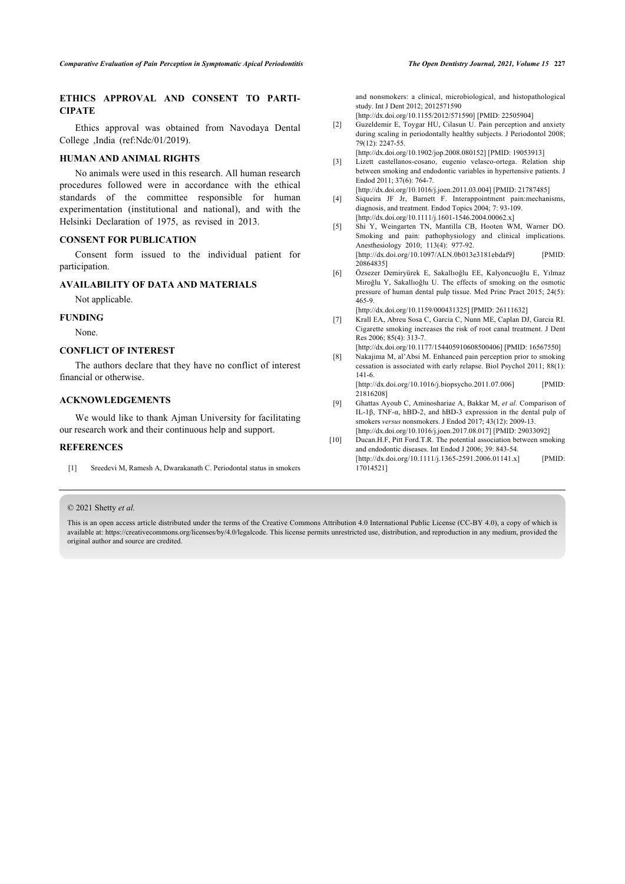## ETHICS APPROVAL AND CONSENT TO PARTICIPATE

Ethics approval was obtained from Navodaya Dental College ,India (ref:Ndc/01/2019).

## HUMAN AND ANIMAL RIGHTS

No animals were used in this research. All human research procedures followed were in accordance with the ethical standards of the committee responsible for human experimentation (institutional and national), and with the Helsinki Declaration of 1975, as revised in 2013.

## CONSENT FOR PUBLICATION

Consent form issued to the individual patient for participation.

## AVAILABILITY OF DATA AND MATERIALS

Not applicable.

## FUNDING

None.

## CONFLICT OF INTEREST

The authors declare that they have no conflict of interest financial or otherwise.

## ACKNOWLEDGEMENTS

We would like to thank Ajman University for facilitating our research work and their continuous help and support.

## REFERENCES

[1] Sreedevi M, Ramesh A, Dwarakanath C. Periodontal status in smokers and nonsmokers: a clinical, microbiological, and histopathological study. Int J Dent 2012; 2012571590
[http://dx.doi.org/10.1155/2012/571590] [PMID: 22505904]

[2] Guzeldemir E, Toygar HU, Cilasun U. Pain perception and anxiety during scaling in periodontally healthy subjects. J Periodontol 2008; 79(12): 2247-55.
[http://dx.doi.org/10.1902/jop.2008.080152] [PMID: 19053913]

[3] Lizett castellanos-cosano, eugenio velasco-ortega. Relation ship between smoking and endodontic variables in hypertensive patients. J Endod 2011; 37(6): 764-7.
[http://dx.doi.org/10.1016/j.joen.2011.03.004] [PMID: 21787485]

[4] Siqueira JF Jr, Barnett F. Interappointment pain:mechanisms, diagnosis, and treatment. Endod Topics 2004; 7: 93-109.
[http://dx.doi.org/10.1111/j.1601-1546.2004.00062.x]

[5] Shi Y, Weingarten TN, Mantilla CB, Hooten WM, Warner DO. Smoking and pain: pathophysiology and clinical implications. Anesthesiology 2010; 113(4): 977-92.
[http://dx.doi.org/10.1097/ALN.0b013e3181ebdaf9] [PMID: 20864835]

[6] Özsezer Demiryürek E, Sakallıoğlu EE, Kalyoncuoğlu E, Yılmaz Miroğlu Y, Sakallıoğlu U. The effects of smoking on the osmotic pressure of human dental pulp tissue. Med Princ Pract 2015; 24(5): 465-9.
[http://dx.doi.org/10.1159/000431325] [PMID: 26111632]

[7] Krall EA, Abreu Sosa C, Garcia C, Nunn ME, Caplan DJ, Garcia RI. Cigarette smoking increases the risk of root canal treatment. J Dent Res 2006; 85(4): 313-7.
[http://dx.doi.org/10.1177/154405910608500406] [PMID: 16567550]

[8] Nakajima M, al'Absi M. Enhanced pain perception prior to smoking cessation is associated with early relapse. Biol Psychol 2011; 88(1): 141-6.
[http://dx.doi.org/10.1016/j.biopsycho.2011.07.006] [PMID: 21816208]

[9] Ghattas Ayoub C, Aminoshariae A, Bakkar M, *et al.* Comparison of IL-1β, TNF-α, hBD-2, and hBD-3 expression in the dental pulp of smokers *versus* nonsmokers. J Endod 2017; 43(12): 2009-13.
[http://dx.doi.org/10.1016/j.joen.2017.08.017] [PMID: 29033092]

[10] Ducan.H.F, Pitt Ford.T.R. The potential association between smoking and endodontic diseases. Int Endod J 2006; 39: 843-54.
[http://dx.doi.org/10.1111/j.1365-2591.2006.01141.x] [PMID: 17014521]

© 2021 Shetty *et al.*

This is an open access article distributed under the terms of the Creative Commons Attribution 4.0 International Public License (CC-BY 4.0), a copy of which is available at: https://creativecommons.org/licenses/by/4.0/legalcode. This license permits unrestricted use, distribution, and reproduction in any medium, provided the original author and source are credited.